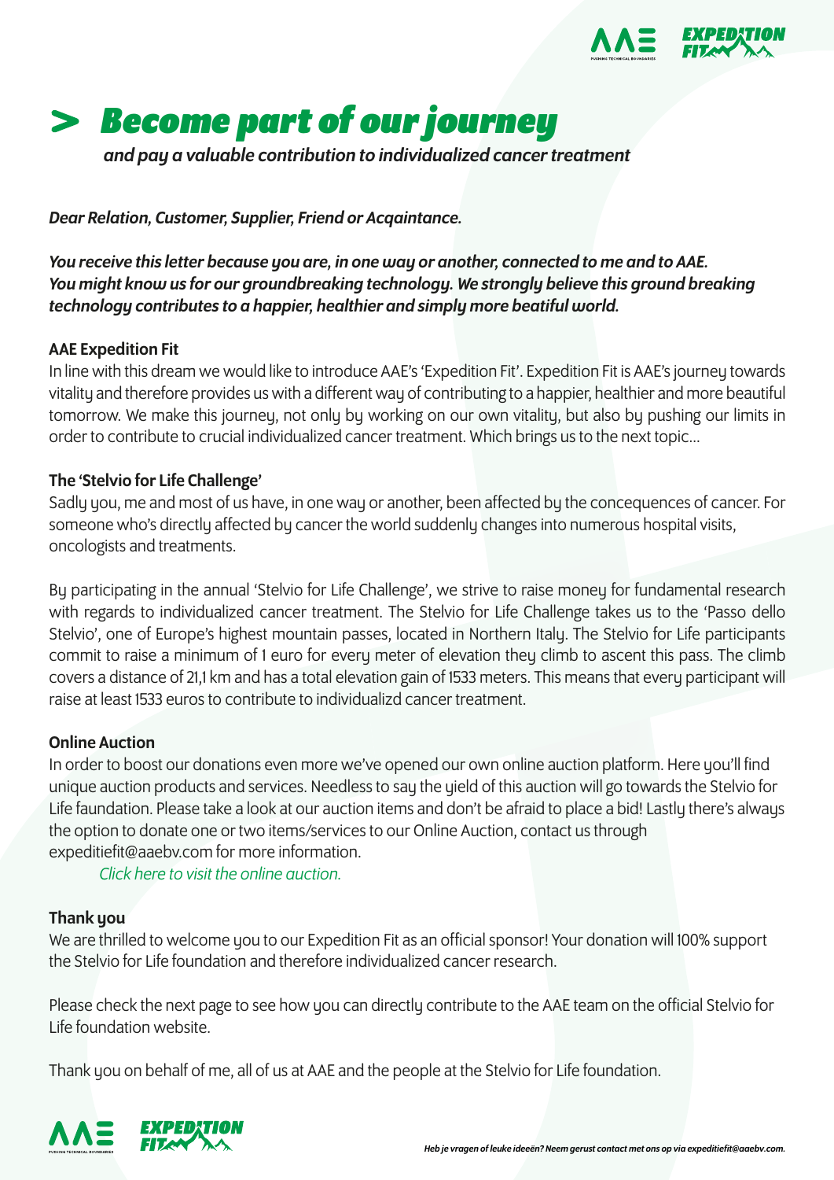# > Become part of our journey

*and pay a valuable contribution to individualized cancer treatment*

***Dear Relation, Customer, Supplier, Friend or Acqaintance.***

***You receive this letter because you are, in one way or another, connected to me and to AAE. You might know us for our groundbreaking technology. We strongly believe this ground breaking technology contributes to a happier, healthier and simply more beatiful world.***

**AAE Expedition Fit**

In line with this dream we would like to introduce AAE's 'Expedition Fit'. Expedition Fit is AAE's journey towards vitality and therefore provides us with a different way of contributing to a happier, healthier and more beautiful tomorrow. We make this journey, not only by working on our own vitality, but also by pushing our limits in order to contribute to crucial individualized cancer treatment. Which brings us to the next topic...

**The 'Stelvio for Life Challenge'**

Sadly you, me and most of us have, in one way or another, been affected by the concequences of cancer. For someone who's directly affected by cancer the world suddenly changes into numerous hospital visits, oncologists and treatments.

By participating in the annual 'Stelvio for Life Challenge', we strive to raise money for fundamental research with regards to individualized cancer treatment. The Stelvio for Life Challenge takes us to the 'Passo dello Stelvio', one of Europe's highest mountain passes, located in Northern Italy. The Stelvio for Life participants commit to raise a minimum of 1 euro for every meter of elevation they climb to ascent this pass. The climb covers a distance of 21,1 km and has a total elevation gain of 1533 meters. This means that every participant will raise at least 1533 euros to contribute to individualizd cancer treatment.

**Online Auction**

In order to boost our donations even more we've opened our own online auction platform. Here you'll find unique auction products and services. Needless to say the yield of this auction will go towards the Stelvio for Life faundation. Please take a look at our auction items and don't be afraid to place a bid! Lastly there's always the option to donate one or two items/services to our Online Auction, contact us through expeditiefit@aaebv.com for more information.

*Click here to visit the online auction.*

**Thank you**

We are thrilled to welcome you to our Expedition Fit as an official sponsor! Your donation will 100% support the Stelvio for Life foundation and therefore individualized cancer research.

Please check the next page to see how you can directly contribute to the AAE team on the official Stelvio for Life foundation website.

Thank you on behalf of me, all of us at AAE and the people at the Stelvio for Life foundation.

***Heb je vragen of leuke ideeën? Neem gerust contact met ons op via expeditiefit@aaebv.com.***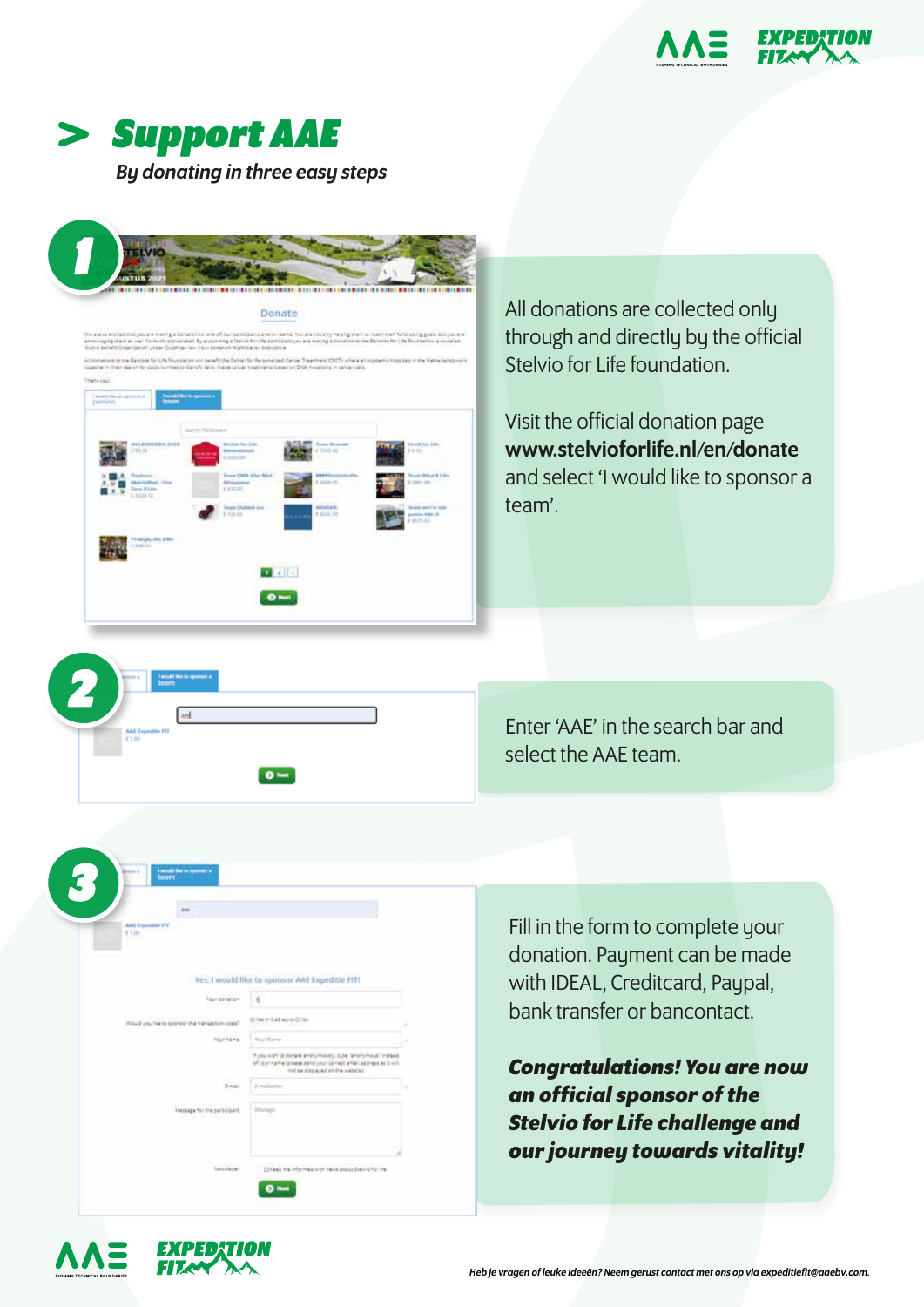# > Support AAE

*By donating in three easy steps*

**1**

All donations are collected only through and directly by the official Stelvio for Life foundation.

Visit the official donation page **www.stelvioforlife.nl/en/donate** and select 'I would like to sponsor a team'.

**2**

Enter 'AAE' in the search bar and select the AAE team.

**3**

Fill in the form to complete your donation. Payment can be made with IDEAL, Creditcard, Paypal, bank transfer or bancontact.

***Congratulations! You are now an official sponsor of the Stelvio for Life challenge and our journey towards vitality!***

*Heb je vragen of leuke ideeën? Neem gerust contact met ons op via expeditiefit@aaebv.com.*